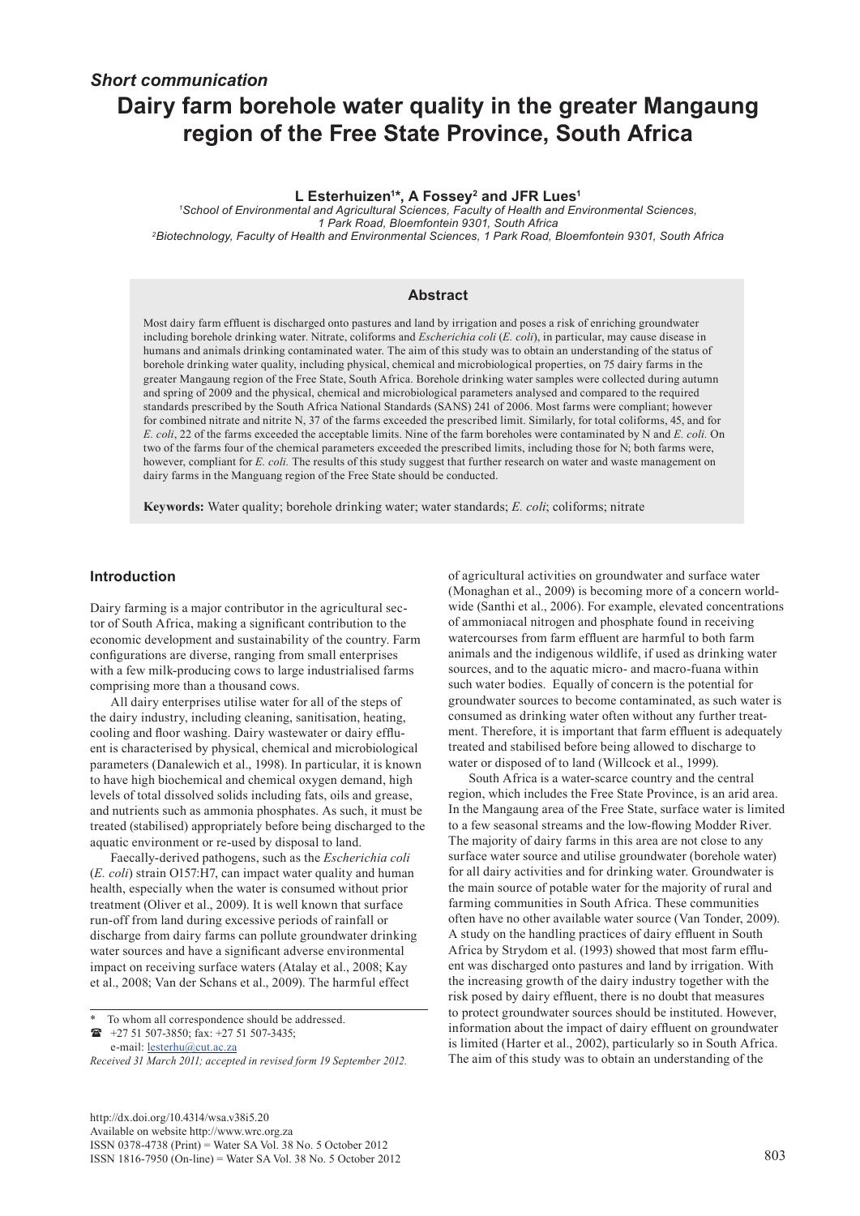*Short communication*

# Dairy farm borehole water quality in the greater Mangaung region of the Free State Province, South Africa

**L Esterhuizen[1]\*, A Fossey[2] and JFR Lues[1]**

[1]*School of Environmental and Agricultural Sciences, Faculty of Health and Environmental Sciences, 1 Park Road, Bloemfontein 9301, South Africa*
[2]*Biotechnology, Faculty of Health and Environmental Sciences, 1 Park Road, Bloemfontein 9301, South Africa*

## Abstract

Most dairy farm effluent is discharged onto pastures and land by irrigation and poses a risk of enriching groundwater including borehole drinking water. Nitrate, coliforms and *Escherichia coli* (*E. coli*), in particular, may cause disease in humans and animals drinking contaminated water. The aim of this study was to obtain an understanding of the status of borehole drinking water quality, including physical, chemical and microbiological properties, on 75 dairy farms in the greater Mangaung region of the Free State, South Africa. Borehole drinking water samples were collected during autumn and spring of 2009 and the physical, chemical and microbiological parameters analysed and compared to the required standards prescribed by the South Africa National Standards (SANS) 241 of 2006. Most farms were compliant; however for combined nitrate and nitrite N, 37 of the farms exceeded the prescribed limit. Similarly, for total coliforms, 45, and for *E. coli*, 22 of the farms exceeded the acceptable limits. Nine of the farm boreholes were contaminated by N and *E. coli.* On two of the farms four of the chemical parameters exceeded the prescribed limits, including those for N; both farms were, however, compliant for *E. coli.* The results of this study suggest that further research on water and waste management on dairy farms in the Manguang region of the Free State should be conducted.

**Keywords:** Water quality; borehole drinking water; water standards; *E. coli*; coliforms; nitrate

## Introduction

Dairy farming is a major contributor in the agricultural sector of South Africa, making a significant contribution to the economic development and sustainability of the country. Farm configurations are diverse, ranging from small enterprises with a few milk-producing cows to large industrialised farms comprising more than a thousand cows.

All dairy enterprises utilise water for all of the steps of the dairy industry, including cleaning, sanitisation, heating, cooling and floor washing. Dairy wastewater or dairy effluent is characterised by physical, chemical and microbiological parameters (Danalewich et al., 1998). In particular, it is known to have high biochemical and chemical oxygen demand, high levels of total dissolved solids including fats, oils and grease, and nutrients such as ammonia phosphates. As such, it must be treated (stabilised) appropriately before being discharged to the aquatic environment or re-used by disposal to land.

Faecally-derived pathogens, such as the *Escherichia coli* (*E. coli*) strain O157:H7, can impact water quality and human health, especially when the water is consumed without prior treatment (Oliver et al., 2009). It is well known that surface run-off from land during excessive periods of rainfall or discharge from dairy farms can pollute groundwater drinking water sources and have a significant adverse environmental impact on receiving surface waters (Atalay et al., 2008; Kay et al., 2008; Van der Schans et al., 2009). The harmful effect of agricultural activities on groundwater and surface water (Monaghan et al., 2009) is becoming more of a concern worldwide (Santhi et al., 2006). For example, elevated concentrations of ammoniacal nitrogen and phosphate found in receiving watercourses from farm effluent are harmful to both farm animals and the indigenous wildlife, if used as drinking water sources, and to the aquatic micro- and macro-fuana within such water bodies. Equally of concern is the potential for groundwater sources to become contaminated, as such water is consumed as drinking water often without any further treatment. Therefore, it is important that farm effluent is adequately treated and stabilised before being allowed to discharge to water or disposed of to land (Willcock et al., 1999).

South Africa is a water-scarce country and the central region, which includes the Free State Province, is an arid area. In the Mangaung area of the Free State, surface water is limited to a few seasonal streams and the low-flowing Modder River. The majority of dairy farms in this area are not close to any surface water source and utilise groundwater (borehole water) for all dairy activities and for drinking water. Groundwater is the main source of potable water for the majority of rural and farming communities in South Africa. These communities often have no other available water source (Van Tonder, 2009). A study on the handling practices of dairy effluent in South Africa by Strydom et al. (1993) showed that most farm effluent was discharged onto pastures and land by irrigation. With the increasing growth of the dairy industry together with the risk posed by dairy effluent, there is no doubt that measures to protect groundwater sources should be instituted. However, information about the impact of dairy effluent on groundwater is limited (Harter et al., 2002), particularly so in South Africa. The aim of this study was to obtain an understanding of the

\* To whom all correspondence should be addressed.
☎ +27 51 507-3850; fax: +27 51 507-3435;
e-mail: lesterhu@cut.ac.za

*Received 31 March 2011; accepted in revised form 19 September 2012.*

http://dx.doi.org/10.4314/wsa.v38i5.20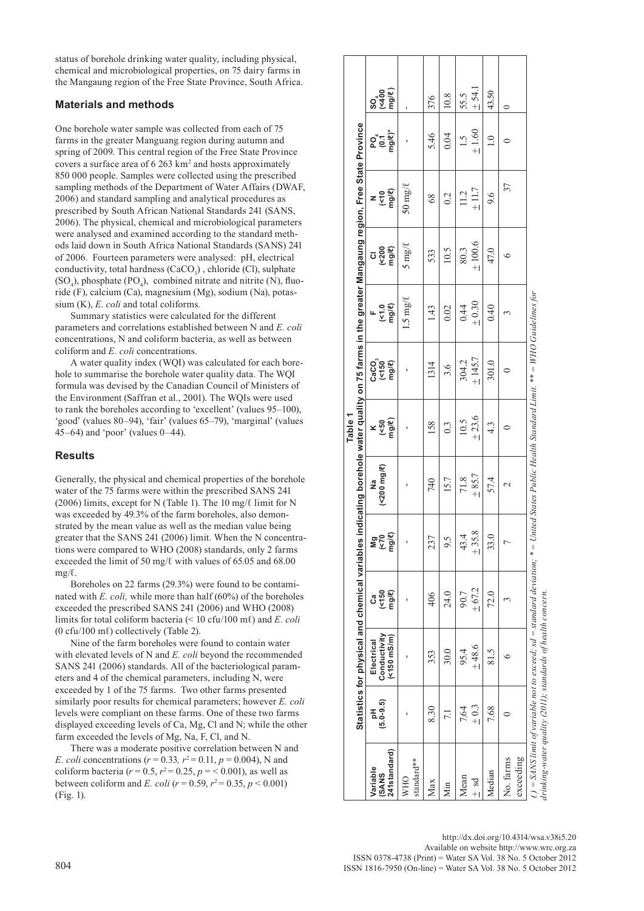status of borehole drinking water quality, including physical, chemical and microbiological properties, on 75 dairy farms in the Mangaung region of the Free State Province, South Africa.

## Materials and methods

One borehole water sample was collected from each of 75 farms in the greater Manguang region during autumn and spring of 2009. This central region of the Free State Province covers a surface area of 6 263 km$^2$ and hosts approximately 850 000 people. Samples were collected using the prescribed sampling methods of the Department of Water Affairs (DWAF, 2006) and standard sampling and analytical procedures as prescribed by South African National Standards 241 (SANS, 2006). The physical, chemical and microbiological parameters were analysed and examined according to the standard methods laid down in South Africa National Standards (SANS) 241 of 2006. Fourteen parameters were analysed: pH, electrical conductivity, total hardness ($CaCO_3$), chloride (Cl), sulphate ($SO_4$), phosphate ($PO_4$), combined nitrate and nitrite (N), fluoride (F), calcium (Ca), magnesium (Mg), sodium (Na), potassium (K), *E. coli* and total coliforms.

Summary statistics were calculated for the different parameters and correlations established between N and *E. coli* concentrations, N and coliform bacteria, as well as between coliform and *E. coli* concentrations.

A water quality index (WQI) was calculated for each borehole to summarise the borehole water quality data. The WQI formula was devised by the Canadian Council of Ministers of the Environment (Saffran et al., 2001). The WQIs were used to rank the boreholes according to 'excellent' (values 95–100), 'good' (values 80–94), 'fair' (values 65–79), 'marginal' (values 45–64) and 'poor' (values 0–44).

## Results

Generally, the physical and chemical properties of the borehole water of the 75 farms were within the prescribed SANS 241 (2006) limits, except for N (Table 1). The 10 mg/ℓ limit for N was exceeded by 49.3% of the farm boreholes, also demonstrated by the mean value as well as the median value being greater that the SANS 241 (2006) limit. When the N concentrations were compared to WHO (2008) standards, only 2 farms exceeded the limit of 50 mg/ℓ with values of 65.05 and 68.00 mg/ℓ.

Boreholes on 22 farms (29.3%) were found to be contaminated with *E. coli,* while more than half (60%) of the boreholes exceeded the prescribed SANS 241 (2006) and WHO (2008) limits for total coliform bacteria (< 10 cfu/100 mℓ) and *E. coli* (0 cfu/100 mℓ) collectively (Table 2).

Nine of the farm boreholes were found to contain water with elevated levels of N and *E. coli* beyond the recommended SANS 241 (2006) standards. All of the bacteriological parameters and 4 of the chemical parameters, including N, were exceeded by 1 of the 75 farms. Two other farms presented similarly poor results for chemical parameters; however *E. coli* levels were compliant on these farms. One of these two farms displayed exceeding levels of Ca, Mg, Cl and N; while the other farm exceeded the levels of Mg, Na, F, Cl, and N.

There was a moderate positive correlation between N and *E. coli* concentrations ($r = 0.33$, $r^2 = 0.11$, $p = 0.004$), N and coliform bacteria ($r = 0.5$, $r^2 = 0.25$, $p = < 0.001$), as well as between coliform and *E. coli* ($r = 0.59$, $r^2 = 0.35$, $p < 0.001$) (Fig. 1).

**Table 1**
**Statistics for physical and chemical variables indicating borehole water quality on 75 farms in the greater Mangaung region, Free State Province**

| Variable (SANS 241standard) | pH (5.0–9.5) | Electrical Conductivity (<150 mS/m) | Ca (<150 mg/ℓ) | Mg (<70 mg/ℓ) | Na (<200 mg/ℓ) | K (<50 mg/ℓ) | $CaCO_3$ (<150 mg/ℓ) | F (<1.0 mg/ℓ) | Cl (<200 mg/ℓ) | N (<10 mg/ℓ) | $PO_4$ (0.1 mg/ℓ)* | $SO_4$ (<400 mg/ℓ) |
|---|---|---|---|---|---|---|---|---|---|---|---|---|
| WHO standard** | - | - | - | - | - | - | - | 1.5 mg/ℓ | 5 mg/ℓ | 50 mg/ℓ | - | - |
| Max | 8.30 | 353 | 406 | 237 | 740 | 158 | 1314 | 1.43 | 533 | 68 | 5.46 | 376 |
| Min | 7.1 | 30.0 | 24.0 | 9.5 | 15.7 | 0.3 | 3.6 | 0.02 | 10.5 | 0.2 | 0.04 | 10.8 |
| Mean ± sd | 7.64 ± 0.3 | 95.4 ± 48.6 | 90.7 ± 67.2 | 43.4 ± 35.8 | 71.8 ± 85.7 | 10.5 ± 23.6 | 304.2 ± 145.7 | 0.44 ± 0.30 | 80.3 ± 100.6 | 11.2 ± 11.7 | 1.5 ± 1.60 | 55.5 ± 54.1 |
| Median | 7.68 | 81.5 | 72.0 | 33.0 | 57.4 | 4.3 | 301.0 | 0.40 | 47.0 | 9.6 | 1.0 | 43.50 |
| No. farms exceeding | 0 | 6 | 3 | 7 | 2 | 0 | 0 | 3 | 6 | 37 | 0 | 0 |

*( ) = SANS limit of variable not to exceed; sd = standard deviation; * = United States Public Health Standard Limit. ** = WHO Guidelines for drinking-water quality (2011); standards of health concern.*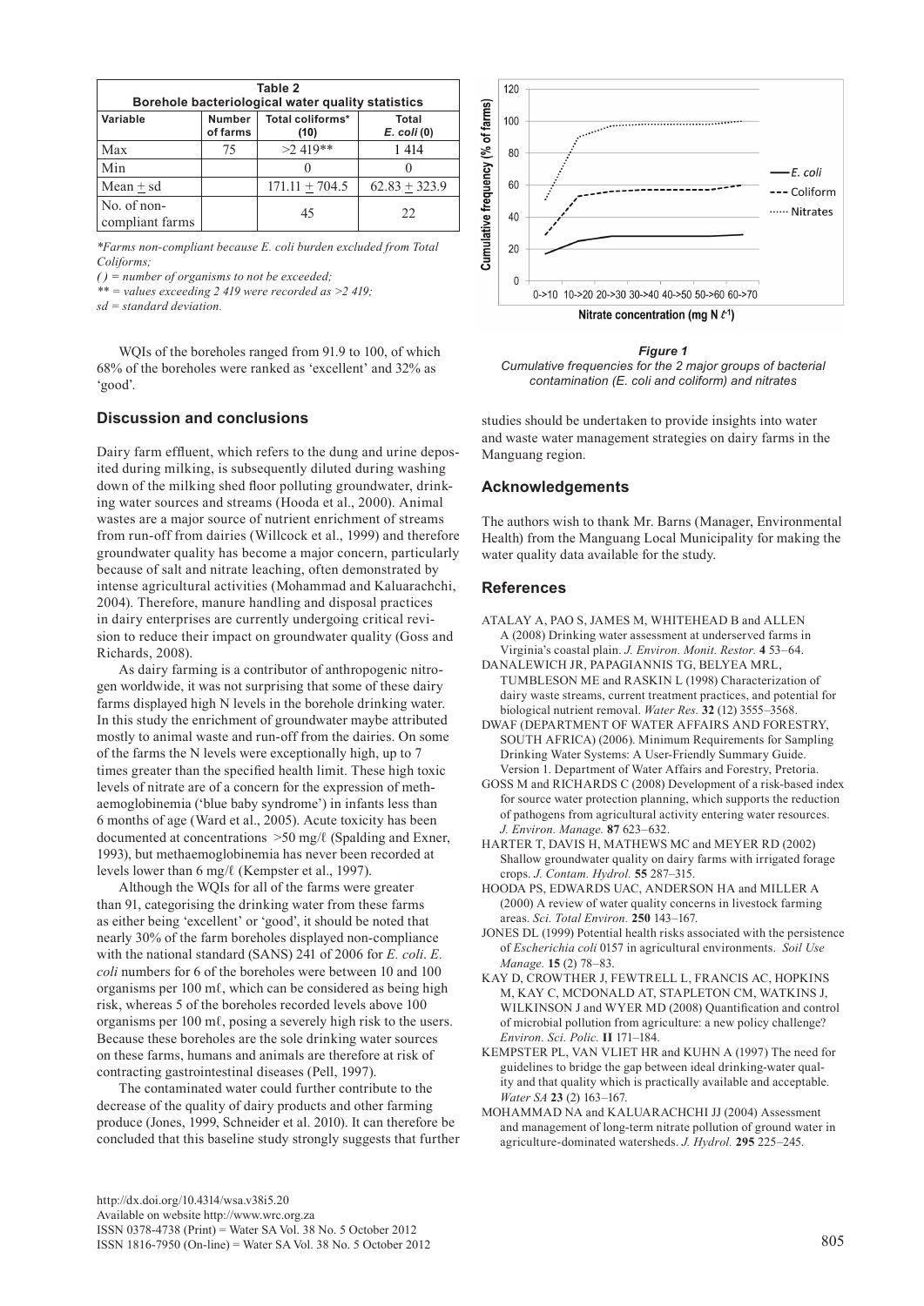**Table 2**
**Borehole bacteriological water quality statistics**

| Variable | Number of farms | Total coliforms* (10) | Total *E. coli* (0) |
|---|---|---|---|
| Max | 75 | >2 419** | 1 414 |
| Min | | 0 | 0 |
| Mean ± sd | | 171.11 ± 704.5 | 62.83 ± 323.9 |
| No. of non-compliant farms | | 45 | 22 |

*\*Farms non-compliant because E. coli burden excluded from Total Coliforms;*
*( ) = number of organisms to not be exceeded;*
*\*\* = values exceeding 2 419 were recorded as >2 419;*
*sd = standard deviation.*

WQIs of the boreholes ranged from 91.9 to 100, of which 68% of the boreholes were ranked as 'excellent' and 32% as 'good'.

**Figure 1**
*Cumulative frequencies for the 2 major groups of bacterial contamination (E. coli and coliform) and nitrates*

## Discussion and conclusions

Dairy farm effluent, which refers to the dung and urine deposited during milking, is subsequently diluted during washing down of the milking shed floor polluting groundwater, drinking water sources and streams (Hooda et al., 2000). Animal wastes are a major source of nutrient enrichment of streams from run-off from dairies (Willcock et al., 1999) and therefore groundwater quality has become a major concern, particularly because of salt and nitrate leaching, often demonstrated by intense agricultural activities (Mohammad and Kaluarachchi, 2004). Therefore, manure handling and disposal practices in dairy enterprises are currently undergoing critical revision to reduce their impact on groundwater quality (Goss and Richards, 2008).

As dairy farming is a contributor of anthropogenic nitrogen worldwide, it was not surprising that some of these dairy farms displayed high N levels in the borehole drinking water. In this study the enrichment of groundwater maybe attributed mostly to animal waste and run-off from the dairies. On some of the farms the N levels were exceptionally high, up to 7 times greater than the specified health limit. These high toxic levels of nitrate are of a concern for the expression of methaemoglobinemia ('blue baby syndrome') in infants less than 6 months of age (Ward et al., 2005). Acute toxicity has been documented at concentrations >50 mg/ℓ (Spalding and Exner, 1993), but methaemoglobinemia has never been recorded at levels lower than 6 mg/ℓ (Kempster et al., 1997).

Although the WQIs for all of the farms were greater than 91, categorising the drinking water from these farms as either being 'excellent' or 'good', it should be noted that nearly 30% of the farm boreholes displayed non-compliance with the national standard (SANS) 241 of 2006 for *E. coli*. *E. coli* numbers for 6 of the boreholes were between 10 and 100 organisms per 100 mℓ, which can be considered as being high risk, whereas 5 of the boreholes recorded levels above 100 organisms per 100 mℓ, posing a severely high risk to the users. Because these boreholes are the sole drinking water sources on these farms, humans and animals are therefore at risk of contracting gastrointestinal diseases (Pell, 1997).

The contaminated water could further contribute to the decrease of the quality of dairy products and other farming produce (Jones, 1999, Schneider et al. 2010). It can therefore be concluded that this baseline study strongly suggests that further studies should be undertaken to provide insights into water and waste water management strategies on dairy farms in the Manguang region.

## Acknowledgements

The authors wish to thank Mr. Barns (Manager, Environmental Health) from the Manguang Local Municipality for making the water quality data available for the study.

## References

ATALAY A, PAO S, JAMES M, WHITEHEAD B and ALLEN A (2008) Drinking water assessment at underserved farms in Virginia's coastal plain. *J. Environ. Monit. Restor.* **4** 53–64.

DANALEWICH JR, PAPAGIANNIS TG, BELYEA MRL, TUMBLESON ME and RASKIN L (1998) Characterization of dairy waste streams, current treatment practices, and potential for biological nutrient removal. *Water Res.* **32** (12) 3555–3568.

DWAF (DEPARTMENT OF WATER AFFAIRS AND FORESTRY, SOUTH AFRICA) (2006). Minimum Requirements for Sampling Drinking Water Systems: A User-Friendly Summary Guide. Version 1. Department of Water Affairs and Forestry, Pretoria.

GOSS M and RICHARDS C (2008) Development of a risk-based index for source water protection planning, which supports the reduction of pathogens from agricultural activity entering water resources. *J. Environ. Manage.* **87** 623–632.

HARTER T, DAVIS H, MATHEWS MC and MEYER RD (2002) Shallow groundwater quality on dairy farms with irrigated forage crops. *J. Contam. Hydrol.* **55** 287–315.

HOODA PS, EDWARDS UAC, ANDERSON HA and MILLER A (2000) A review of water quality concerns in livestock farming areas. *Sci. Total Environ.* **250** 143–167.

JONES DL (1999) Potential health risks associated with the persistence of *Escherichia coli* 0157 in agricultural environments. *Soil Use Manage.* **15** (2) 78–83.

KAY D, CROWTHER J, FEWTRELL L, FRANCIS AC, HOPKINS M, KAY C, MCDONALD AT, STAPLETON CM, WATKINS J, WILKINSON J and WYER MD (2008) Quantification and control of microbial pollution from agriculture: a new policy challenge? *Environ. Sci. Polic.* **II** 171–184.

KEMPSTER PL, VAN VLIET HR and KUHN A (1997) The need for guidelines to bridge the gap between ideal drinking-water quality and that quality which is practically available and acceptable. *Water SA* **23** (2) 163–167.

MOHAMMAD NA and KALUARACHCHI JJ (2004) Assessment and management of long-term nitrate pollution of ground water in agriculture-dominated watersheds. *J. Hydrol.* **295** 225–245.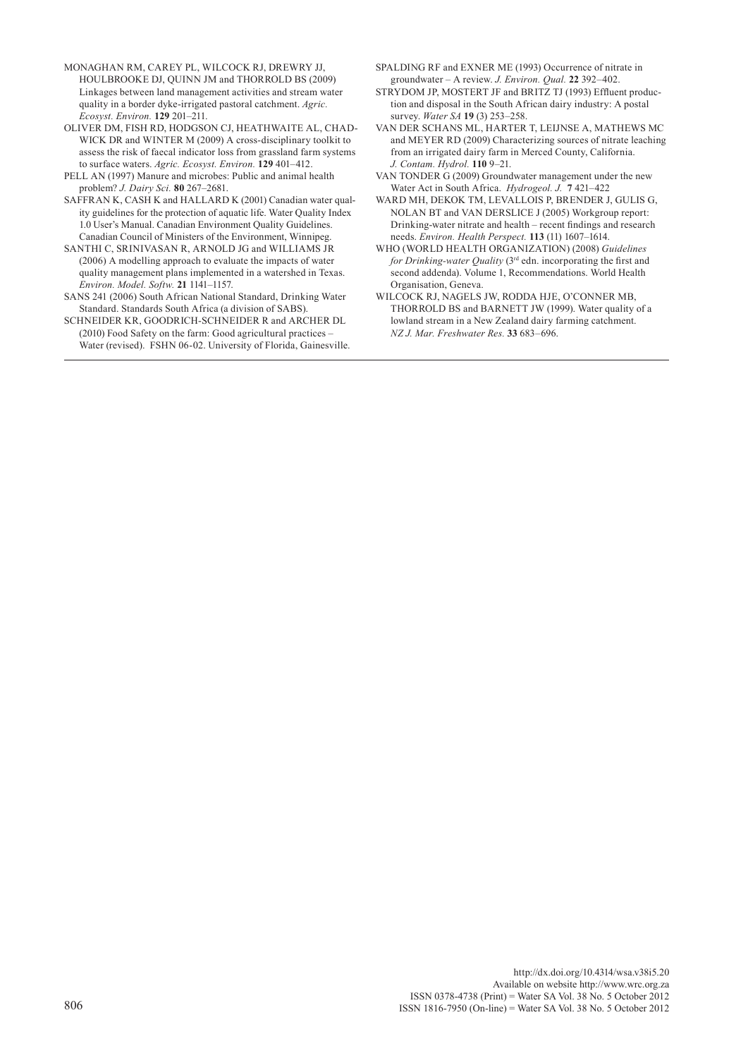MONAGHAN RM, CAREY PL, WILCOCK RJ, DREWRY JJ, HOULBROOKE DJ, QUINN JM and THORROLD BS (2009) Linkages between land management activities and stream water quality in a border dyke-irrigated pastoral catchment. *Agric. Ecosyst. Environ.* **129** 201–211.

OLIVER DM, FISH RD, HODGSON CJ, HEATHWAITE AL, CHADWICK DR and WINTER M (2009) A cross-disciplinary toolkit to assess the risk of faecal indicator loss from grassland farm systems to surface waters. *Agric. Ecosyst. Environ.* **129** 401–412.

PELL AN (1997) Manure and microbes: Public and animal health problem? *J. Dairy Sci.* **80** 267–2681.

SAFFRAN K, CASH K and HALLARD K (2001) Canadian water quality guidelines for the protection of aquatic life. Water Quality Index 1.0 User's Manual. Canadian Environment Quality Guidelines. Canadian Council of Ministers of the Environment, Winnipeg.

SANTHI C, SRINIVASAN R, ARNOLD JG and WILLIAMS JR (2006) A modelling approach to evaluate the impacts of water quality management plans implemented in a watershed in Texas. *Environ. Model. Softw.* **21** 1141–1157.

SANS 241 (2006) South African National Standard, Drinking Water Standard. Standards South Africa (a division of SABS).

SCHNEIDER KR, GOODRICH-SCHNEIDER R and ARCHER DL (2010) Food Safety on the farm: Good agricultural practices – Water (revised). FSHN 06-02. University of Florida, Gainesville.

SPALDING RF and EXNER ME (1993) Occurrence of nitrate in groundwater – A review. *J. Environ. Qual.* **22** 392–402.

STRYDOM JP, MOSTERT JF and BRITZ TJ (1993) Effluent production and disposal in the South African dairy industry: A postal survey. *Water SA* **19** (3) 253–258.

VAN DER SCHANS ML, HARTER T, LEIJNSE A, MATHEWS MC and MEYER RD (2009) Characterizing sources of nitrate leaching from an irrigated dairy farm in Merced County, California. *J. Contam. Hydrol.* **110** 9–21.

VAN TONDER G (2009) Groundwater management under the new Water Act in South Africa. *Hydrogeol. J.* **7** 421–422

WARD MH, DEKOK TM, LEVALLOIS P, BRENDER J, GULIS G, NOLAN BT and VAN DERSLICE J (2005) Workgroup report: Drinking-water nitrate and health – recent findings and research needs. *Environ. Health Perspect.* **113** (11) 1607–1614.

WHO (WORLD HEALTH ORGANIZATION) (2008) *Guidelines for Drinking-water Quality* (3rd edn. incorporating the first and second addenda). Volume 1, Recommendations. World Health Organisation, Geneva.

WILCOCK RJ, NAGELS JW, RODDA HJE, O'CONNER MB, THORROLD BS and BARNETT JW (1999). Water quality of a lowland stream in a New Zealand dairy farming catchment. *NZ J. Mar. Freshwater Res.* **33** 683–696.